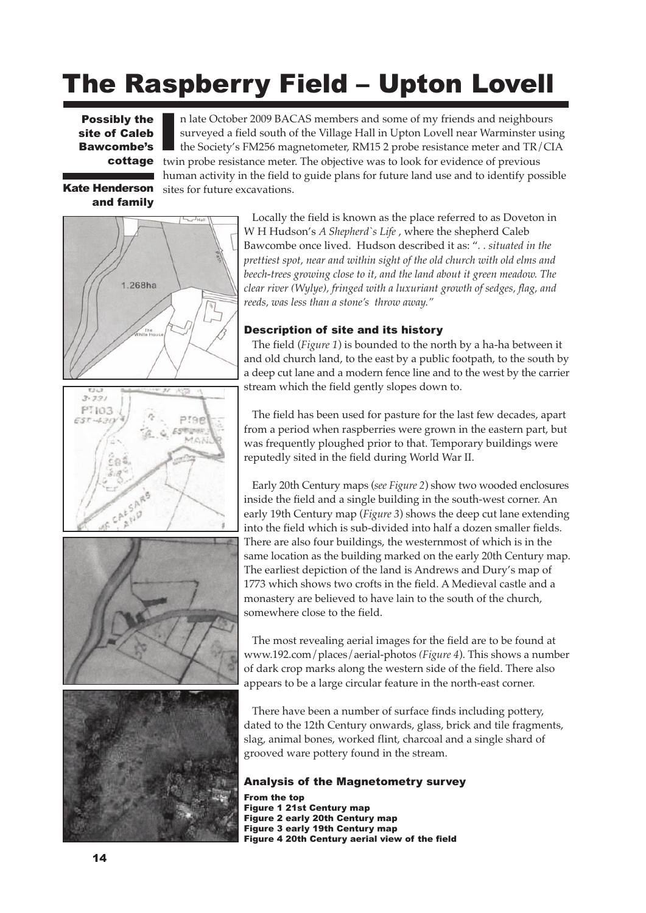# The Raspberry Field – Upton Lovell

**Possibly the site of Caleb Bawcombe's cottage**

**Kate Henderson and family**

In late October 2009 BACAS members and some of my friends and neighbours surveyed a field south of the Village Hall in Upton Lovell near Warminster using the Society's FM256 magnetometer, RM15 2 probe resistance meter and TR/CIA twin probe resistance meter. The objective was to look for evidence of previous human activity in the field to guide plans for future land use and to identify possible sites for future excavations.

Locally the field is known as the place referred to as Doveton in W H Hudson's *A Shepherd`s Life* , where the shepherd Caleb Bawcombe once lived. Hudson described it as: "*. . situated in the prettiest spot, near and within sight of the old church with old elms and beech-trees growing close to it, and the land about it green meadow. The clear river (Wylye), fringed with a luxuriant growth of sedges, flag, and reeds, was less than a stone's throw away."*

### Description of site and its history

The field (*Figure 1*) is bounded to the north by a ha-ha between it and old church land, to the east by a public footpath, to the south by a deep cut lane and a modern fence line and to the west by the carrier stream which the field gently slopes down to.

The field has been used for pasture for the last few decades, apart from a period when raspberries were grown in the eastern part, but was frequently ploughed prior to that. Temporary buildings were reputedly sited in the field during World War II.

Early 20th Century maps (*see Figure 2*) show two wooded enclosures inside the field and a single building in the south-west corner. An early 19th Century map (*Figure 3*) shows the deep cut lane extending into the field which is sub-divided into half a dozen smaller fields. There are also four buildings, the westernmost of which is in the same location as the building marked on the early 20th Century map. The earliest depiction of the land is Andrews and Dury's map of 1773 which shows two crofts in the field. A Medieval castle and a monastery are believed to have lain to the south of the church, somewhere close to the field.

The most revealing aerial images for the field are to be found at www.192.com/places/aerial-photos *(Figure 4*). This shows a number of dark crop marks along the western side of the field. There also appears to be a large circular feature in the north-east corner.

There have been a number of surface finds including pottery, dated to the 12th Century onwards, glass, brick and tile fragments, slag, animal bones, worked flint, charcoal and a single shard of grooved ware pottery found in the stream.

### Analysis of the Magnetometry survey

**From the top**
**Figure 1 21st Century map**
**Figure 2 early 20th Century map**
**Figure 3 early 19th Century map**
**Figure 4 20th Century aerial view of the field**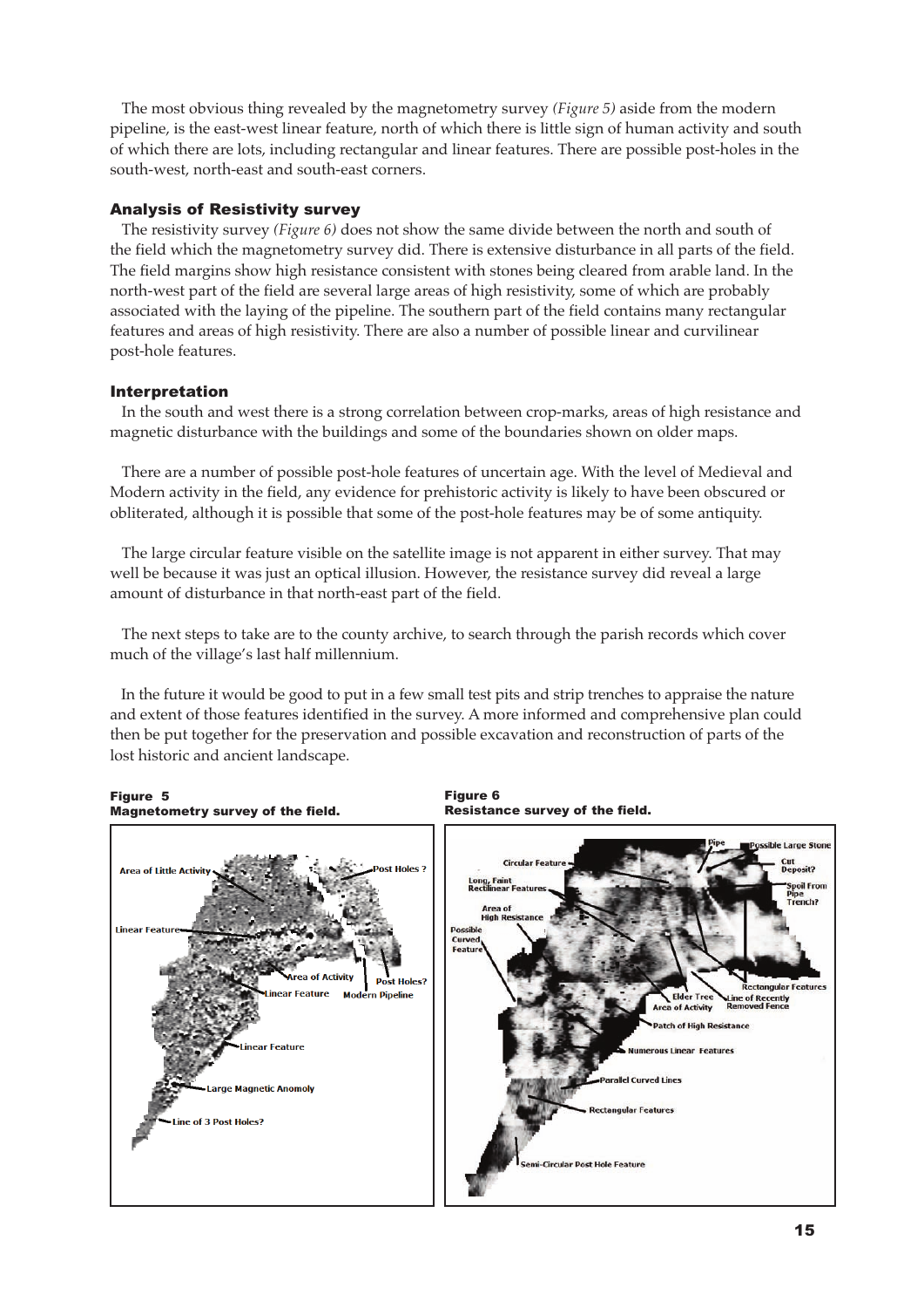The most obvious thing revealed by the magnetometry survey *(Figure 5)* aside from the modern pipeline, is the east-west linear feature, north of which there is little sign of human activity and south of which there are lots, including rectangular and linear features. There are possible post-holes in the south-west, north-east and south-east corners.

### Analysis of Resistivity survey

The resistivity survey *(Figure 6)* does not show the same divide between the north and south of the field which the magnetometry survey did. There is extensive disturbance in all parts of the field. The field margins show high resistance consistent with stones being cleared from arable land. In the north-west part of the field are several large areas of high resistivity, some of which are probably associated with the laying of the pipeline. The southern part of the field contains many rectangular features and areas of high resistivity. There are also a number of possible linear and curvilinear post-hole features.

### Interpretation

In the south and west there is a strong correlation between crop-marks, areas of high resistance and magnetic disturbance with the buildings and some of the boundaries shown on older maps.

There are a number of possible post-hole features of uncertain age. With the level of Medieval and Modern activity in the field, any evidence for prehistoric activity is likely to have been obscured or obliterated, although it is possible that some of the post-hole features may be of some antiquity.

The large circular feature visible on the satellite image is not apparent in either survey. That may well be because it was just an optical illusion. However, the resistance survey did reveal a large amount of disturbance in that north-east part of the field.

The next steps to take are to the county archive, to search through the parish records which cover much of the village's last half millennium.

In the future it would be good to put in a few small test pits and strip trenches to appraise the nature and extent of those features identified in the survey. A more informed and comprehensive plan could then be put together for the preservation and possible excavation and reconstruction of parts of the lost historic and ancient landscape.

**Figure 5**
**Magnetometry survey of the field.**

Area of Little Activity
Post Holes ?
Linear Feature
Area of Activity
Post Holes?
Linear Feature
Modern Pipeline
Linear Feature
Large Magnetic Anomoly
Line of 3 Post Holes?

**Figure 6**
**Resistance survey of the field.**

Pipe
Possible Large Stone
Circular Feature
Cut Deposit?
Long, Faint Rectilinear Features
Spoil From Pipe Trench?
Area of High Resistance
Possible Curved Feature
Rectangular Features
Elder Tree
Line of Recently Removed Fence
Area of Activity
Patch of High Resistance
Numerous Linear Features
Parallel Curved Lines
Rectangular Features
Semi-Circular Post Hole Feature